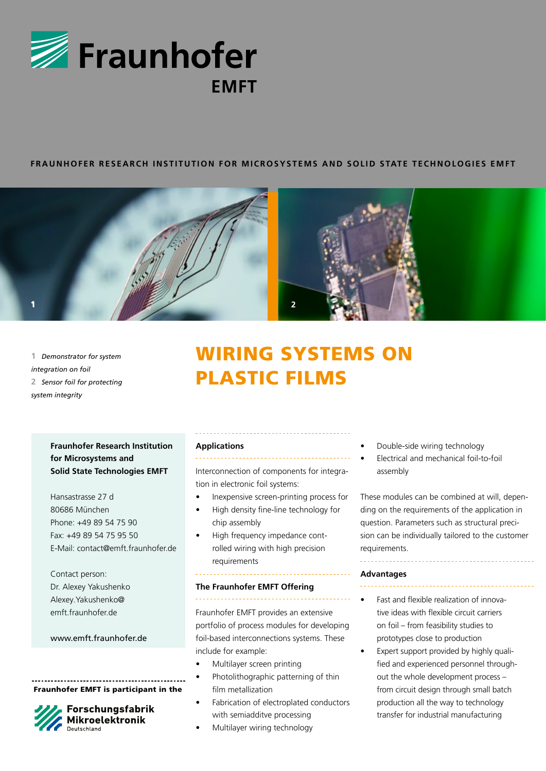Fraunhofer EMFT

FRAUNHOFER RESEARCH INSTITUTION FOR MICROSYSTEMS AND SOLID STATE TECHNOLOGIES EMFT

1 *Demonstrator for system integration on foil*
2 *Sensor foil for protecting system integrity*

# WIRING SYSTEMS ON PLASTIC FILMS

**Fraunhofer Research Institution for Microsystems and Solid State Technologies EMFT**

Hansastrasse 27 d
80686 München
Phone: +49 89 54 75 90
Fax: +49 89 54 75 95 50
E-Mail: contact@emft.fraunhofer.de

Contact person:
Dr. Alexey Yakushenko
Alexey.Yakushenko@emft.fraunhofer.de

www.emft.fraunhofer.de

**Fraunhofer EMFT is participant in the**

Forschungsfabrik Mikroelektronik Deutschland

### Applications

Interconnection of components for integration in electronic foil systems:

- Inexpensive screen-printing process for
- High density fine-line technology for chip assembly
- High frequency impedance controlled wiring with high precision requirements

### The Fraunhofer EMFT Offering

Fraunhofer EMFT provides an extensive portfolio of process modules for developing foil-based interconnections systems. These include for example:

- Multilayer screen printing
- Photolithographic patterning of thin film metallization
- Fabrication of electroplated conductors with semiadditve processing
- Multilayer wiring technology
- Double-side wiring technology
- Electrical and mechanical foil-to-foil assembly

These modules can be combined at will, depending on the requirements of the application in question. Parameters such as structural precision can be individually tailored to the customer requirements.

### Advantages

- Fast and flexible realization of innovative ideas with flexible circuit carriers on foil – from feasibility studies to prototypes close to production
- Expert support provided by highly qualified and experienced personnel throughout the whole development process – from circuit design through small batch production all the way to technology transfer for industrial manufacturing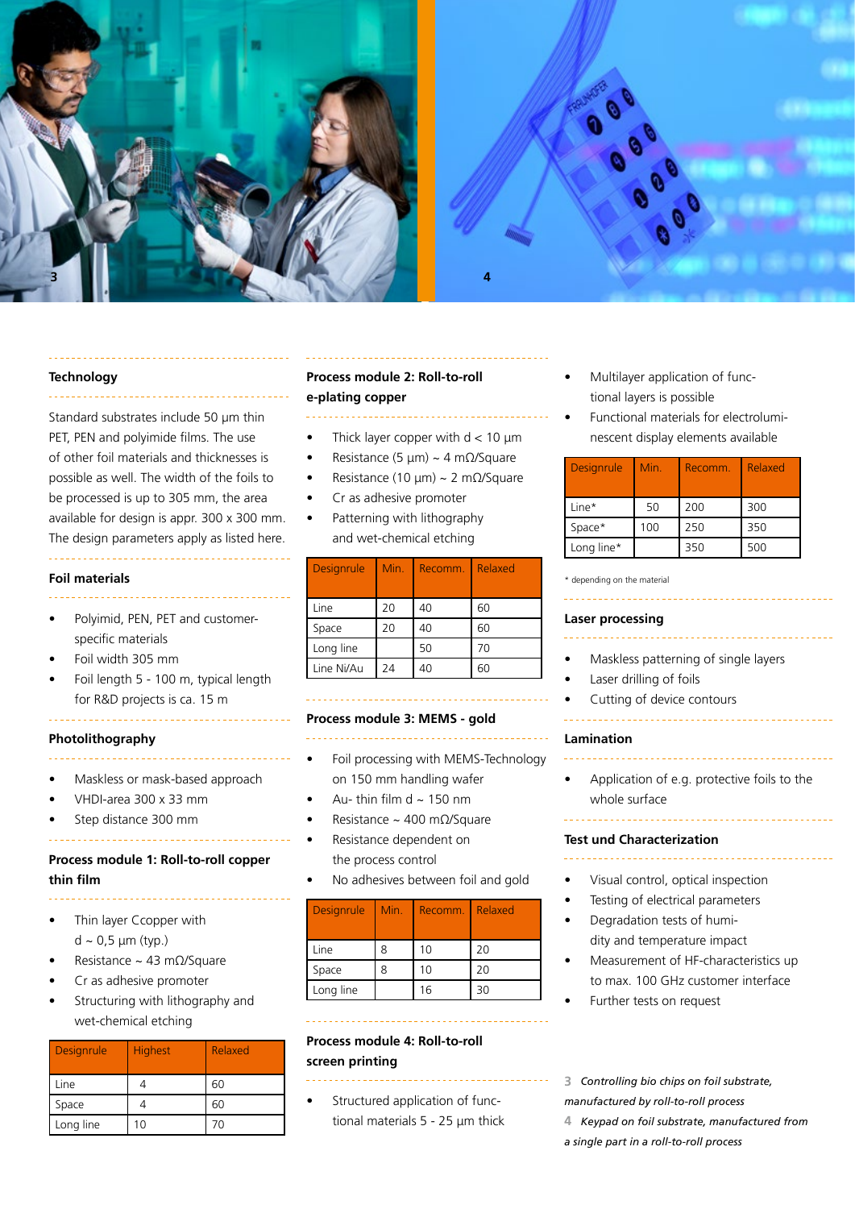## Technology

Standard substrates include 50 µm thin PET, PEN and polyimide films. The use of other foil materials and thicknesses is possible as well. The width of the foils to be processed is up to 305 mm, the area available for design is appr. 300 x 300 mm. The design parameters apply as listed here.

## Foil materials

- Polyimid, PEN, PET and customer-specific materials
- Foil width 305 mm
- Foil length 5 - 100 m, typical length for R&D projects is ca. 15 m

## Photolithography

- Maskless or mask-based approach
- VHDI-area 300 x 33 mm
- Step distance 300 mm

## Process module 1: Roll-to-roll copper thin film

- Thin layer Ccopper with d ~ 0,5 µm (typ.)
- Resistance ~ 43 mΩ/Square
- Cr as adhesive promoter
- Structuring with lithography and wet-chemical etching

| Designrule | Highest | Relaxed |
|---|---|---|
| Line | 4 | 60 |
| Space | 4 | 60 |
| Long line | 10 | 70 |

## Process module 2: Roll-to-roll e-plating copper

- Thick layer copper with d < 10 µm
- Resistance (5 µm) ~ 4 mΩ/Square
- Resistance (10 µm) ~ 2 mΩ/Square
- Cr as adhesive promoter
- Patterning with lithography and wet-chemical etching

| Designrule | Min. | Recomm. | Relaxed |
|---|---|---|---|
| Line | 20 | 40 | 60 |
| Space | 20 | 40 | 60 |
| Long line | | 50 | 70 |
| Line Ni/Au | 24 | 40 | 60 |

## Process module 3: MEMS - gold

- Foil processing with MEMS-Technology on 150 mm handling wafer
- Au- thin film d ~ 150 nm
- Resistance ~ 400 mΩ/Square
- Resistance dependent on the process control
- No adhesives between foil and gold

| Designrule | Min. | Recomm. | Relaxed |
|---|---|---|---|
| Line | 8 | 10 | 20 |
| Space | 8 | 10 | 20 |
| Long line | | 16 | 30 |

## Process module 4: Roll-to-roll screen printing

- Structured application of functional materials 5 - 25 µm thick
- Multilayer application of functional layers is possible
- Functional materials for electroluminescent display elements available

| Designrule | Min. | Recomm. | Relaxed |
|---|---|---|---|
| Line* | 50 | 200 | 300 |
| Space* | 100 | 250 | 350 |
| Long line* | | 350 | 500 |

\* depending on the material

## Laser processing

- Maskless patterning of single layers
- Laser drilling of foils
- Cutting of device contours

## Lamination

- Application of e.g. protective foils to the whole surface

## Test und Characterization

- Visual control, optical inspection
- Testing of electrical parameters
- Degradation tests of humidity and temperature impact
- Measurement of HF-characteristics up to max. 100 GHz customer interface
- Further tests on request

*3 Controlling bio chips on foil substrate, manufactured by roll-to-roll process*

*4 Keypad on foil substrate, manufactured from a single part in a roll-to-roll process*